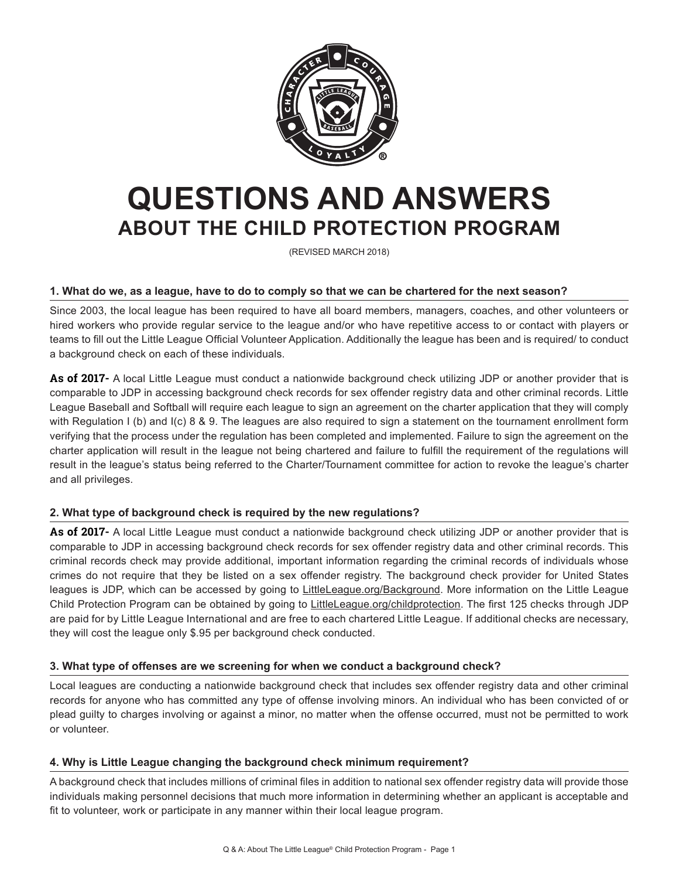# QUESTIONS AND ANSWERS

## ABOUT THE CHILD PROTECTION PROGRAM

(REVISED MARCH 2018)

### 1. What do we, as a league, have to do to comply so that we can be chartered for the next season?

Since 2003, the local league has been required to have all board members, managers, coaches, and other volunteers or hired workers who provide regular service to the league and/or who have repetitive access to or contact with players or teams to fill out the Little League Official Volunteer Application. Additionally the league has been and is required/ to conduct a background check on each of these individuals.

**As of 2017-** A local Little League must conduct a nationwide background check utilizing JDP or another provider that is comparable to JDP in accessing background check records for sex offender registry data and other criminal records. Little League Baseball and Softball will require each league to sign an agreement on the charter application that they will comply with Regulation I (b) and I(c) 8 & 9. The leagues are also required to sign a statement on the tournament enrollment form verifying that the process under the regulation has been completed and implemented. Failure to sign the agreement on the charter application will result in the league not being chartered and failure to fulfill the requirement of the regulations will result in the league's status being referred to the Charter/Tournament committee for action to revoke the league's charter and all privileges.

### 2. What type of background check is required by the new regulations?

**As of 2017-** A local Little League must conduct a nationwide background check utilizing JDP or another provider that is comparable to JDP in accessing background check records for sex offender registry data and other criminal records. This criminal records check may provide additional, important information regarding the criminal records of individuals whose crimes do not require that they be listed on a sex offender registry. The background check provider for United States leagues is JDP, which can be accessed by going to LittleLeague.org/Background. More information on the Little League Child Protection Program can be obtained by going to LittleLeague.org/childprotection. The first 125 checks through JDP are paid for by Little League International and are free to each chartered Little League. If additional checks are necessary, they will cost the league only $.95 per background check conducted.

### 3. What type of offenses are we screening for when we conduct a background check?

Local leagues are conducting a nationwide background check that includes sex offender registry data and other criminal records for anyone who has committed any type of offense involving minors. An individual who has been convicted of or plead guilty to charges involving or against a minor, no matter when the offense occurred, must not be permitted to work or volunteer.

### 4. Why is Little League changing the background check minimum requirement?

A background check that includes millions of criminal files in addition to national sex offender registry data will provide those individuals making personnel decisions that much more information in determining whether an applicant is acceptable and fit to volunteer, work or participate in any manner within their local league program.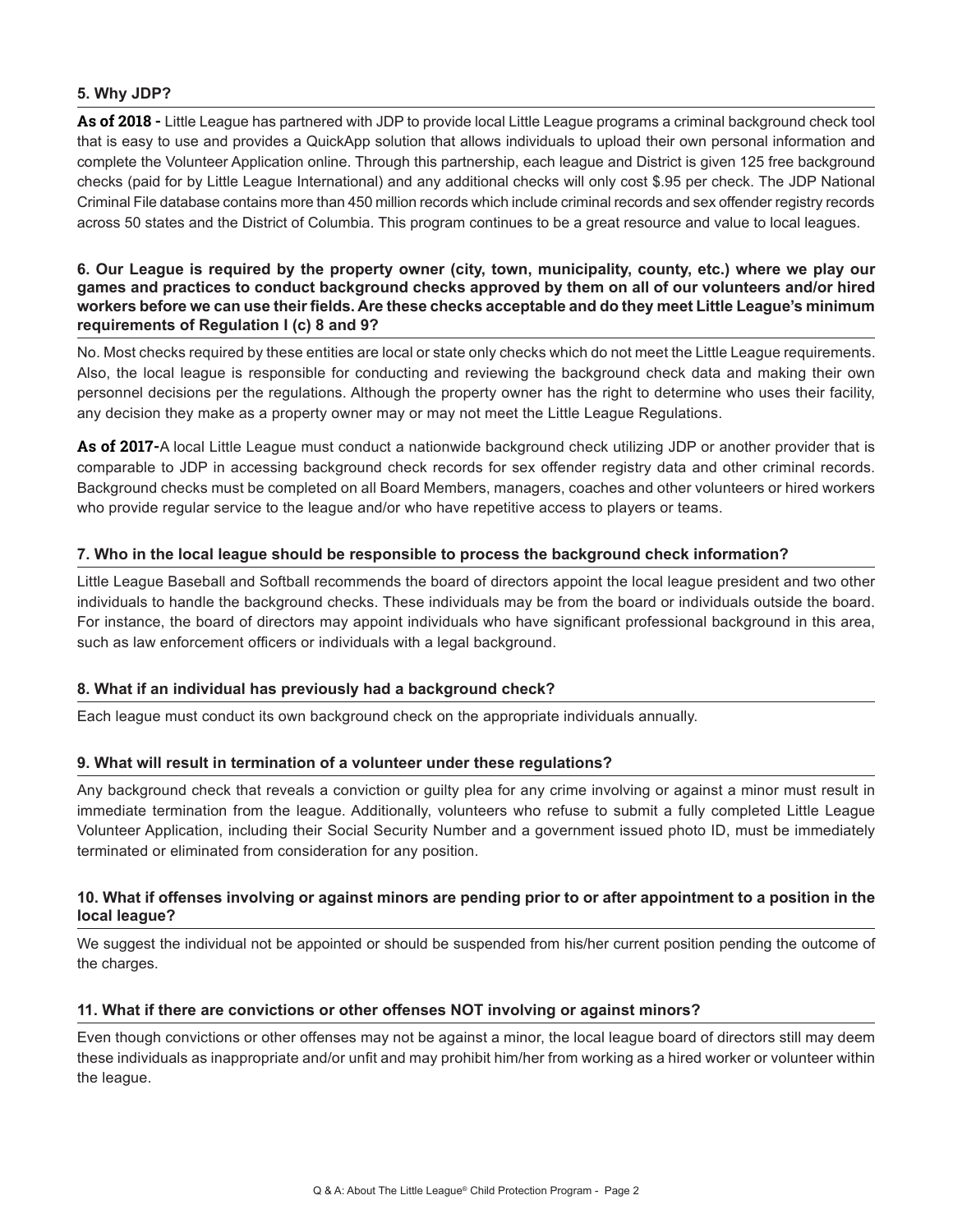### 5. Why JDP?

**As of 2018 -** Little League has partnered with JDP to provide local Little League programs a criminal background check tool that is easy to use and provides a QuickApp solution that allows individuals to upload their own personal information and complete the Volunteer Application online. Through this partnership, each league and District is given 125 free background checks (paid for by Little League International) and any additional checks will only cost $.95 per check. The JDP National Criminal File database contains more than 450 million records which include criminal records and sex offender registry records across 50 states and the District of Columbia. This program continues to be a great resource and value to local leagues.

### 6. Our League is required by the property owner (city, town, municipality, county, etc.) where we play our games and practices to conduct background checks approved by them on all of our volunteers and/or hired workers before we can use their fields. Are these checks acceptable and do they meet Little League's minimum requirements of Regulation I (c) 8 and 9?

No. Most checks required by these entities are local or state only checks which do not meet the Little League requirements. Also, the local league is responsible for conducting and reviewing the background check data and making their own personnel decisions per the regulations. Although the property owner has the right to determine who uses their facility, any decision they make as a property owner may or may not meet the Little League Regulations.

**As of 2017-**A local Little League must conduct a nationwide background check utilizing JDP or another provider that is comparable to JDP in accessing background check records for sex offender registry data and other criminal records. Background checks must be completed on all Board Members, managers, coaches and other volunteers or hired workers who provide regular service to the league and/or who have repetitive access to players or teams.

### 7. Who in the local league should be responsible to process the background check information?

Little League Baseball and Softball recommends the board of directors appoint the local league president and two other individuals to handle the background checks. These individuals may be from the board or individuals outside the board. For instance, the board of directors may appoint individuals who have significant professional background in this area, such as law enforcement officers or individuals with a legal background.

### 8. What if an individual has previously had a background check?

Each league must conduct its own background check on the appropriate individuals annually.

### 9. What will result in termination of a volunteer under these regulations?

Any background check that reveals a conviction or guilty plea for any crime involving or against a minor must result in immediate termination from the league. Additionally, volunteers who refuse to submit a fully completed Little League Volunteer Application, including their Social Security Number and a government issued photo ID, must be immediately terminated or eliminated from consideration for any position.

### 10. What if offenses involving or against minors are pending prior to or after appointment to a position in the local league?

We suggest the individual not be appointed or should be suspended from his/her current position pending the outcome of the charges.

### 11. What if there are convictions or other offenses NOT involving or against minors?

Even though convictions or other offenses may not be against a minor, the local league board of directors still may deem these individuals as inappropriate and/or unfit and may prohibit him/her from working as a hired worker or volunteer within the league.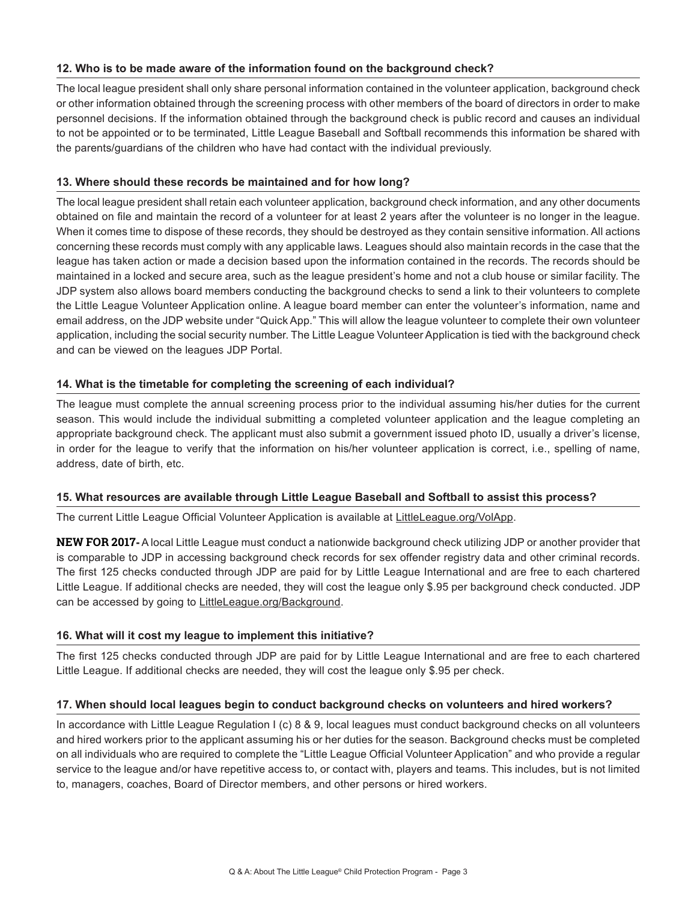### 12. Who is to be made aware of the information found on the background check?

The local league president shall only share personal information contained in the volunteer application, background check or other information obtained through the screening process with other members of the board of directors in order to make personnel decisions. If the information obtained through the background check is public record and causes an individual to not be appointed or to be terminated, Little League Baseball and Softball recommends this information be shared with the parents/guardians of the children who have had contact with the individual previously.

### 13. Where should these records be maintained and for how long?

The local league president shall retain each volunteer application, background check information, and any other documents obtained on file and maintain the record of a volunteer for at least 2 years after the volunteer is no longer in the league. When it comes time to dispose of these records, they should be destroyed as they contain sensitive information. All actions concerning these records must comply with any applicable laws. Leagues should also maintain records in the case that the league has taken action or made a decision based upon the information contained in the records. The records should be maintained in a locked and secure area, such as the league president's home and not a club house or similar facility. The JDP system also allows board members conducting the background checks to send a link to their volunteers to complete the Little League Volunteer Application online. A league board member can enter the volunteer's information, name and email address, on the JDP website under "Quick App." This will allow the league volunteer to complete their own volunteer application, including the social security number. The Little League Volunteer Application is tied with the background check and can be viewed on the leagues JDP Portal.

### 14. What is the timetable for completing the screening of each individual?

The league must complete the annual screening process prior to the individual assuming his/her duties for the current season. This would include the individual submitting a completed volunteer application and the league completing an appropriate background check. The applicant must also submit a government issued photo ID, usually a driver's license, in order for the league to verify that the information on his/her volunteer application is correct, i.e., spelling of name, address, date of birth, etc.

### 15. What resources are available through Little League Baseball and Softball to assist this process?

The current Little League Official Volunteer Application is available at LittleLeague.org/VolApp.

**NEW FOR 2017-** A local Little League must conduct a nationwide background check utilizing JDP or another provider that is comparable to JDP in accessing background check records for sex offender registry data and other criminal records. The first 125 checks conducted through JDP are paid for by Little League International and are free to each chartered Little League. If additional checks are needed, they will cost the league only $.95 per background check conducted. JDP can be accessed by going to LittleLeague.org/Background.

### 16. What will it cost my league to implement this initiative?

The first 125 checks conducted through JDP are paid for by Little League International and are free to each chartered Little League. If additional checks are needed, they will cost the league only $.95 per check.

### 17. When should local leagues begin to conduct background checks on volunteers and hired workers?

In accordance with Little League Regulation I (c) 8 & 9, local leagues must conduct background checks on all volunteers and hired workers prior to the applicant assuming his or her duties for the season. Background checks must be completed on all individuals who are required to complete the "Little League Official Volunteer Application" and who provide a regular service to the league and/or have repetitive access to, or contact with, players and teams. This includes, but is not limited to, managers, coaches, Board of Director members, and other persons or hired workers.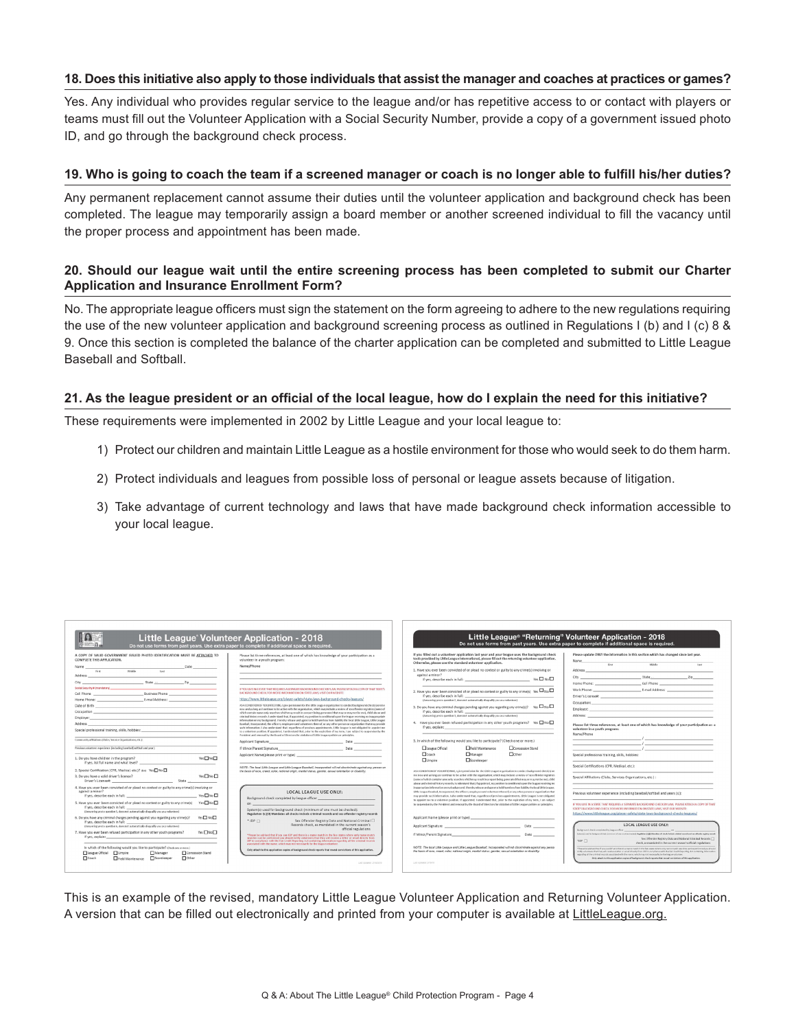**18. Does this initiative also apply to those individuals that assist the manager and coaches at practices or games?**

Yes. Any individual who provides regular service to the league and/or has repetitive access to or contact with players or teams must fill out the Volunteer Application with a Social Security Number, provide a copy of a government issued photo ID, and go through the background check process.

**19. Who is going to coach the team if a screened manager or coach is no longer able to fulfill his/her duties?**

Any permanent replacement cannot assume their duties until the volunteer application and background check has been completed. The league may temporarily assign a board member or another screened individual to fill the vacancy until the proper process and appointment has been made.

**20. Should our league wait until the entire screening process has been completed to submit our Charter Application and Insurance Enrollment Form?**

No. The appropriate league officers must sign the statement on the form agreeing to adhere to the new regulations requiring the use of the new volunteer application and background screening process as outlined in Regulations I (b) and I (c) 8 & 9. Once this section is completed the balance of the charter application can be completed and submitted to Little League Baseball and Softball.

**21. As the league president or an official of the local league, how do I explain the need for this initiative?**

These requirements were implemented in 2002 by Little League and your local league to:

1) Protect our children and maintain Little League as a hostile environment for those who would seek to do them harm.
2) Protect individuals and leagues from possible loss of personal or league assets because of litigation.
3) Take advantage of current technology and laws that have made background check information accessible to your local league.

This is an example of the revised, mandatory Little League Volunteer Application and Returning Volunteer Application. A version that can be filled out electronically and printed from your computer is available at LittleLeague.org.